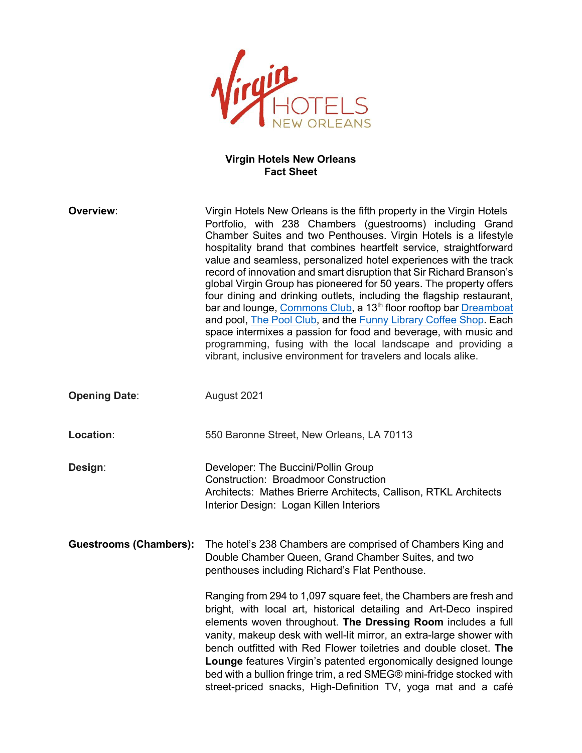# Virgin Hotels New Orleans Fact Sheet

**Overview**: Virgin Hotels New Orleans is the fifth property in the Virgin Hotels Portfolio, with 238 Chambers (guestrooms) including Grand Chamber Suites and two Penthouses. Virgin Hotels is a lifestyle hospitality brand that combines heartfelt service, straightforward value and seamless, personalized hotel experiences with the track record of innovation and smart disruption that Sir Richard Branson's global Virgin Group has pioneered for 50 years. The property offers four dining and drinking outlets, including the flagship restaurant, bar and lounge, Commons Club, a 13th floor rooftop bar Dreamboat and pool, The Pool Club, and the Funny Library Coffee Shop. Each space intermixes a passion for food and beverage, with music and programming, fusing with the local landscape and providing a vibrant, inclusive environment for travelers and locals alike.

**Opening Date**: August 2021

**Location**: 550 Baronne Street, New Orleans, LA 70113

**Design**:
Developer: The Buccini/Pollin Group
Construction: Broadmoor Construction
Architects: Mathes Brierre Architects, Callison, RTKL Architects
Interior Design: Logan Killen Interiors

**Guestrooms (Chambers):** The hotel's 238 Chambers are comprised of Chambers King and Double Chamber Queen, Grand Chamber Suites, and two penthouses including Richard's Flat Penthouse.

Ranging from 294 to 1,097 square feet, the Chambers are fresh and bright, with local art, historical detailing and Art-Deco inspired elements woven throughout. **The Dressing Room** includes a full vanity, makeup desk with well-lit mirror, an extra-large shower with bench outfitted with Red Flower toiletries and double closet. **The Lounge** features Virgin's patented ergonomically designed lounge bed with a bullion fringe trim, a red SMEG® mini-fridge stocked with street-priced snacks, High-Definition TV, yoga mat and a café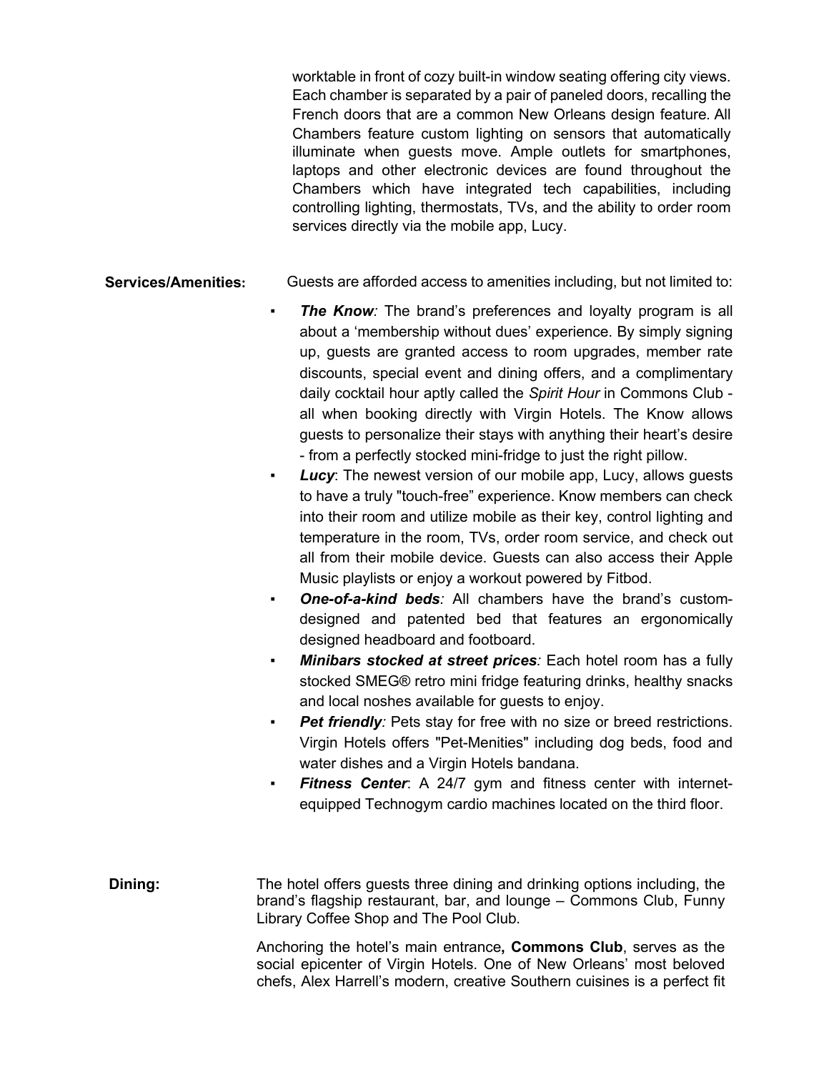worktable in front of cozy built-in window seating offering city views. Each chamber is separated by a pair of paneled doors, recalling the French doors that are a common New Orleans design feature. All Chambers feature custom lighting on sensors that automatically illuminate when guests move. Ample outlets for smartphones, laptops and other electronic devices are found throughout the Chambers which have integrated tech capabilities, including controlling lighting, thermostats, TVs, and the ability to order room services directly via the mobile app, Lucy.

**Services/Amenities:** Guests are afforded access to amenities including, but not limited to:

- ***The Know:*** The brand's preferences and loyalty program is all about a 'membership without dues' experience. By simply signing up, guests are granted access to room upgrades, member rate discounts, special event and dining offers, and a complimentary daily cocktail hour aptly called the *Spirit Hour* in Commons Club - all when booking directly with Virgin Hotels. The Know allows guests to personalize their stays with anything their heart's desire - from a perfectly stocked mini-fridge to just the right pillow.
- ***Lucy***: The newest version of our mobile app, Lucy, allows guests to have a truly "touch-free" experience. Know members can check into their room and utilize mobile as their key, control lighting and temperature in the room, TVs, order room service, and check out all from their mobile device. Guests can also access their Apple Music playlists or enjoy a workout powered by Fitbod.
- ***One-of-a-kind beds:*** All chambers have the brand's custom-designed and patented bed that features an ergonomically designed headboard and footboard.
- ***Minibars stocked at street prices:*** Each hotel room has a fully stocked SMEG® retro mini fridge featuring drinks, healthy snacks and local noshes available for guests to enjoy.
- ***Pet friendly:*** Pets stay for free with no size or breed restrictions. Virgin Hotels offers "Pet-Menities" including dog beds, food and water dishes and a Virgin Hotels bandana.
- ***Fitness Center***: A 24/7 gym and fitness center with internet-equipped Technogym cardio machines located on the third floor.

**Dining:** The hotel offers guests three dining and drinking options including, the brand's flagship restaurant, bar, and lounge – Commons Club, Funny Library Coffee Shop and The Pool Club.

Anchoring the hotel's main entrance**, Commons Club**, serves as the social epicenter of Virgin Hotels. One of New Orleans' most beloved chefs, Alex Harrell's modern, creative Southern cuisines is a perfect fit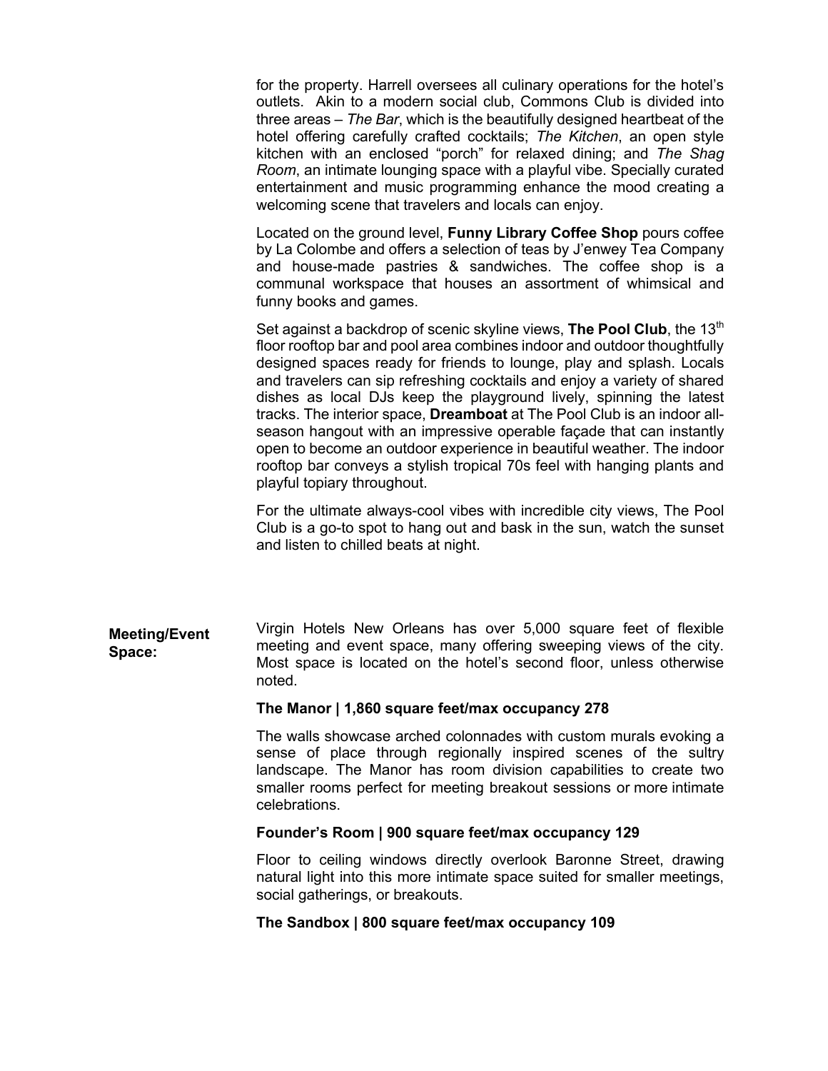for the property. Harrell oversees all culinary operations for the hotel's outlets. Akin to a modern social club, Commons Club is divided into three areas – *The Bar*, which is the beautifully designed heartbeat of the hotel offering carefully crafted cocktails; *The Kitchen*, an open style kitchen with an enclosed "porch" for relaxed dining; and *The Shag Room*, an intimate lounging space with a playful vibe. Specially curated entertainment and music programming enhance the mood creating a welcoming scene that travelers and locals can enjoy.

Located on the ground level, **Funny Library Coffee Shop** pours coffee by La Colombe and offers a selection of teas by J'enwey Tea Company and house-made pastries & sandwiches. The coffee shop is a communal workspace that houses an assortment of whimsical and funny books and games.

Set against a backdrop of scenic skyline views, **The Pool Club**, the 13th floor rooftop bar and pool area combines indoor and outdoor thoughtfully designed spaces ready for friends to lounge, play and splash. Locals and travelers can sip refreshing cocktails and enjoy a variety of shared dishes as local DJs keep the playground lively, spinning the latest tracks. The interior space, **Dreamboat** at The Pool Club is an indoor all-season hangout with an impressive operable façade that can instantly open to become an outdoor experience in beautiful weather. The indoor rooftop bar conveys a stylish tropical 70s feel with hanging plants and playful topiary throughout.

For the ultimate always-cool vibes with incredible city views, The Pool Club is a go-to spot to hang out and bask in the sun, watch the sunset and listen to chilled beats at night.

**Meeting/Event Space:**

Virgin Hotels New Orleans has over 5,000 square feet of flexible meeting and event space, many offering sweeping views of the city. Most space is located on the hotel's second floor, unless otherwise noted.

**The Manor | 1,860 square feet/max occupancy 278**

The walls showcase arched colonnades with custom murals evoking a sense of place through regionally inspired scenes of the sultry landscape. The Manor has room division capabilities to create two smaller rooms perfect for meeting breakout sessions or more intimate celebrations.

**Founder's Room | 900 square feet/max occupancy 129**

Floor to ceiling windows directly overlook Baronne Street, drawing natural light into this more intimate space suited for smaller meetings, social gatherings, or breakouts.

**The Sandbox | 800 square feet/max occupancy 109**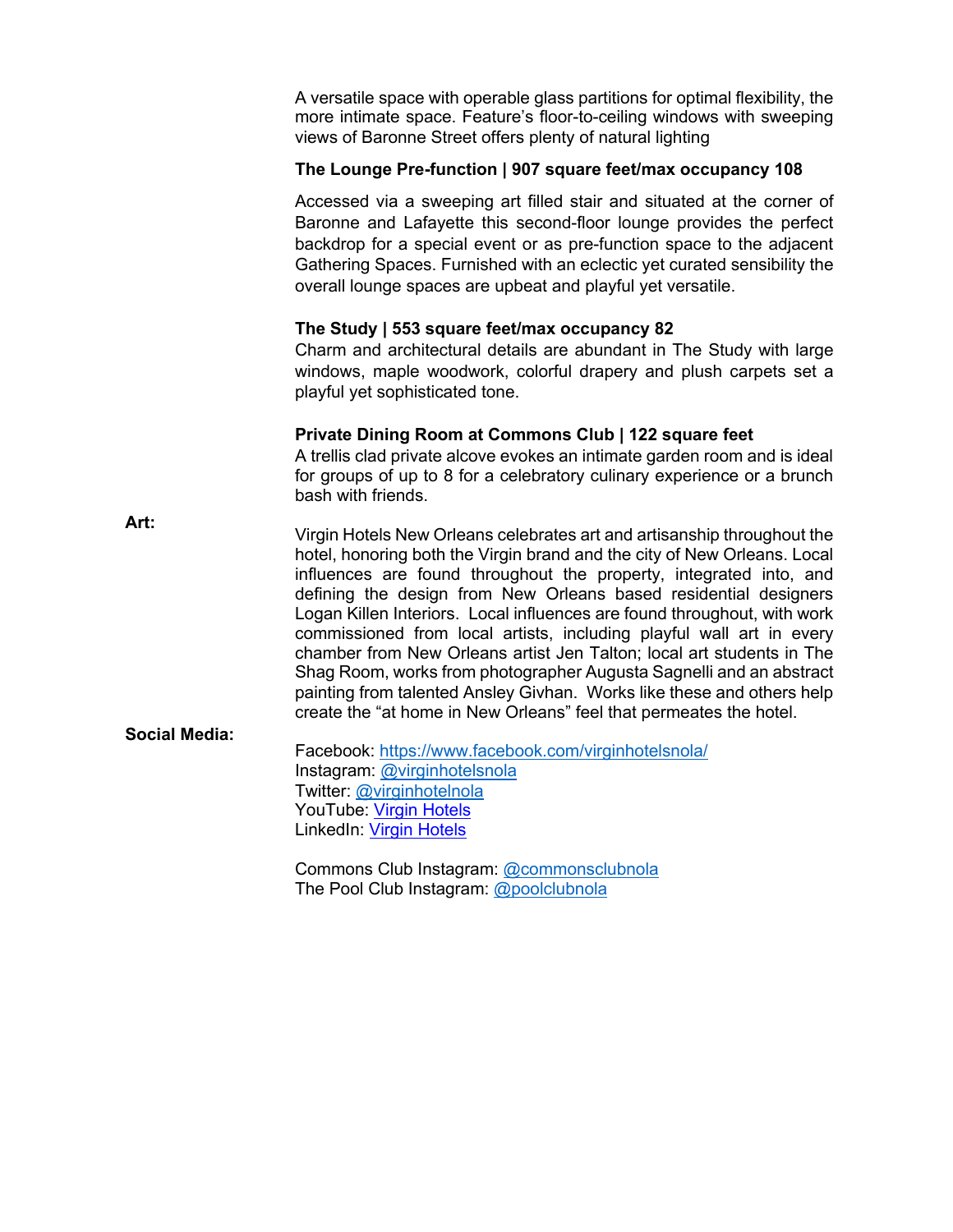A versatile space with operable glass partitions for optimal flexibility, the more intimate space. Feature's floor-to-ceiling windows with sweeping views of Baronne Street offers plenty of natural lighting

**The Lounge Pre-function | 907 square feet/max occupancy 108**

Accessed via a sweeping art filled stair and situated at the corner of Baronne and Lafayette this second-floor lounge provides the perfect backdrop for a special event or as pre-function space to the adjacent Gathering Spaces. Furnished with an eclectic yet curated sensibility the overall lounge spaces are upbeat and playful yet versatile.

**The Study | 553 square feet/max occupancy 82**

Charm and architectural details are abundant in The Study with large windows, maple woodwork, colorful drapery and plush carpets set a playful yet sophisticated tone.

**Private Dining Room at Commons Club | 122 square feet**

A trellis clad private alcove evokes an intimate garden room and is ideal for groups of up to 8 for a celebratory culinary experience or a brunch bash with friends.

**Art:**

Virgin Hotels New Orleans celebrates art and artisanship throughout the hotel, honoring both the Virgin brand and the city of New Orleans. Local influences are found throughout the property, integrated into, and defining the design from New Orleans based residential designers Logan Killen Interiors. Local influences are found throughout, with work commissioned from local artists, including playful wall art in every chamber from New Orleans artist Jen Talton; local art students in The Shag Room, works from photographer Augusta Sagnelli and an abstract painting from talented Ansley Givhan. Works like these and others help create the "at home in New Orleans" feel that permeates the hotel.

**Social Media:**

Facebook: https://www.facebook.com/virginhotelsnola/
Instagram: @virginhotelsnola
Twitter: @virginhotelnola
YouTube: Virgin Hotels
LinkedIn: Virgin Hotels

Commons Club Instagram: @commonsclubnola
The Pool Club Instagram: @poolclubnola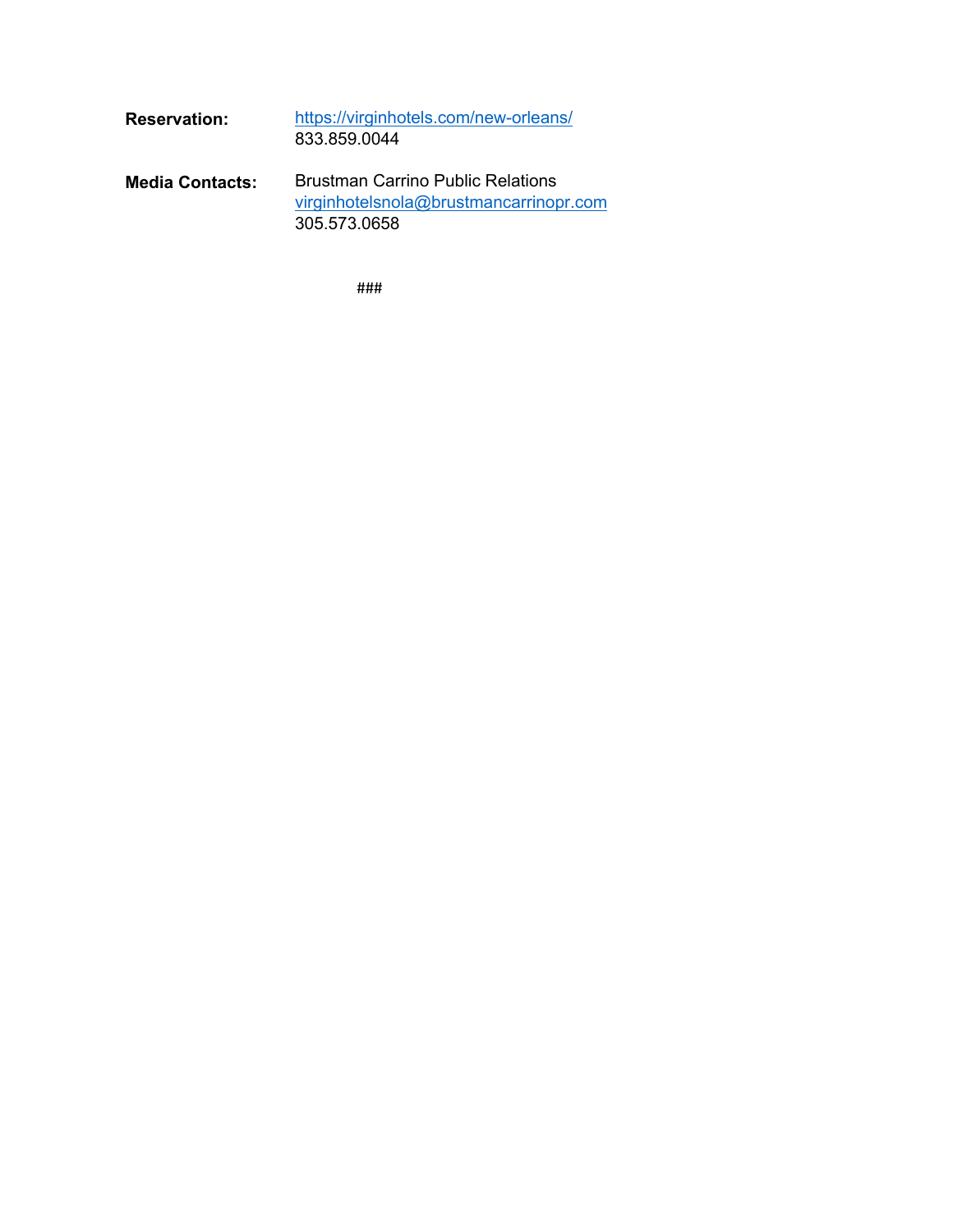| | |
|---|---|
| **Reservation:** | https://virginhotels.com/new-orleans/<br>833.859.0044 |
| **Media Contacts:** | Brustman Carrino Public Relations<br>virginhotelsnola@brustmancarrinopr.com<br>305.573.0658 |

###